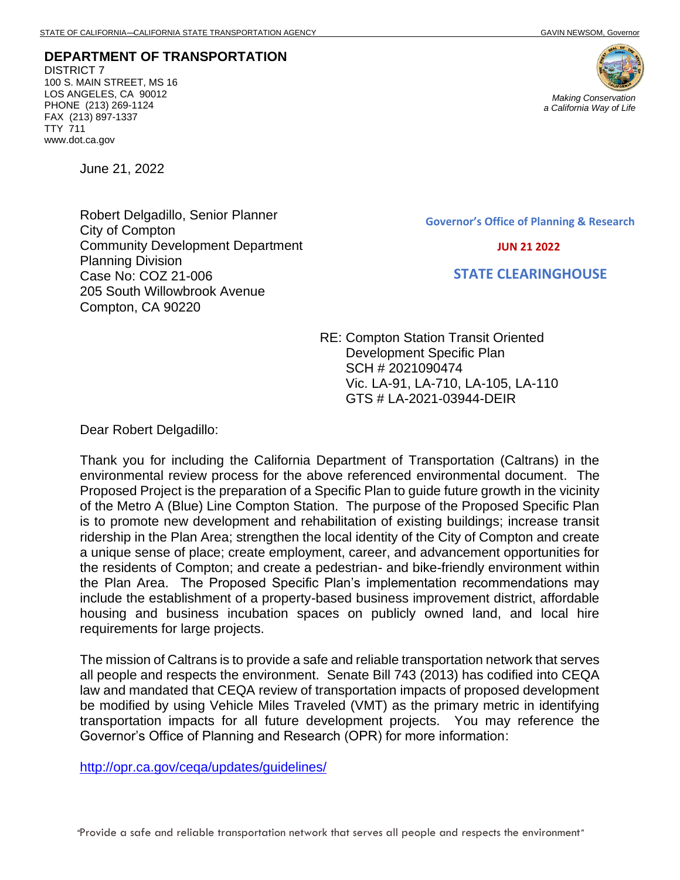STATE OF CALIFORNIA—CALIFORNIA STATE TRANSPORTATION AGENCY GAVIN NEWSOM, Governor

**DEPARTMENT OF TRANSPORTATION**
DISTRICT 7
100 S. MAIN STREET, MS 16
LOS ANGELES, CA 90012
PHONE (213) 269-1124
FAX (213) 897-1337
TTY 711
www.dot.ca.gov

*Making Conservation a California Way of Life*

June 21, 2022

Robert Delgadillo, Senior Planner
City of Compton
Community Development Department
Planning Division
Case No: COZ 21-006
205 South Willowbrook Avenue
Compton, CA 90220

**Governor's Office of Planning & Research**

**JUN 21 2022**

**STATE CLEARINGHOUSE**

RE: Compton Station Transit Oriented Development Specific Plan
SCH # 2021090474
Vic. LA-91, LA-710, LA-105, LA-110
GTS # LA-2021-03944-DEIR

Dear Robert Delgadillo:

Thank you for including the California Department of Transportation (Caltrans) in the environmental review process for the above referenced environmental document. The Proposed Project is the preparation of a Specific Plan to guide future growth in the vicinity of the Metro A (Blue) Line Compton Station. The purpose of the Proposed Specific Plan is to promote new development and rehabilitation of existing buildings; increase transit ridership in the Plan Area; strengthen the local identity of the City of Compton and create a unique sense of place; create employment, career, and advancement opportunities for the residents of Compton; and create a pedestrian- and bike-friendly environment within the Plan Area. The Proposed Specific Plan's implementation recommendations may include the establishment of a property-based business improvement district, affordable housing and business incubation spaces on publicly owned land, and local hire requirements for large projects.

The mission of Caltrans is to provide a safe and reliable transportation network that serves all people and respects the environment. Senate Bill 743 (2013) has codified into CEQA law and mandated that CEQA review of transportation impacts of proposed development be modified by using Vehicle Miles Traveled (VMT) as the primary metric in identifying transportation impacts for all future development projects. You may reference the Governor's Office of Planning and Research (OPR) for more information:

http://opr.ca.gov/ceqa/updates/guidelines/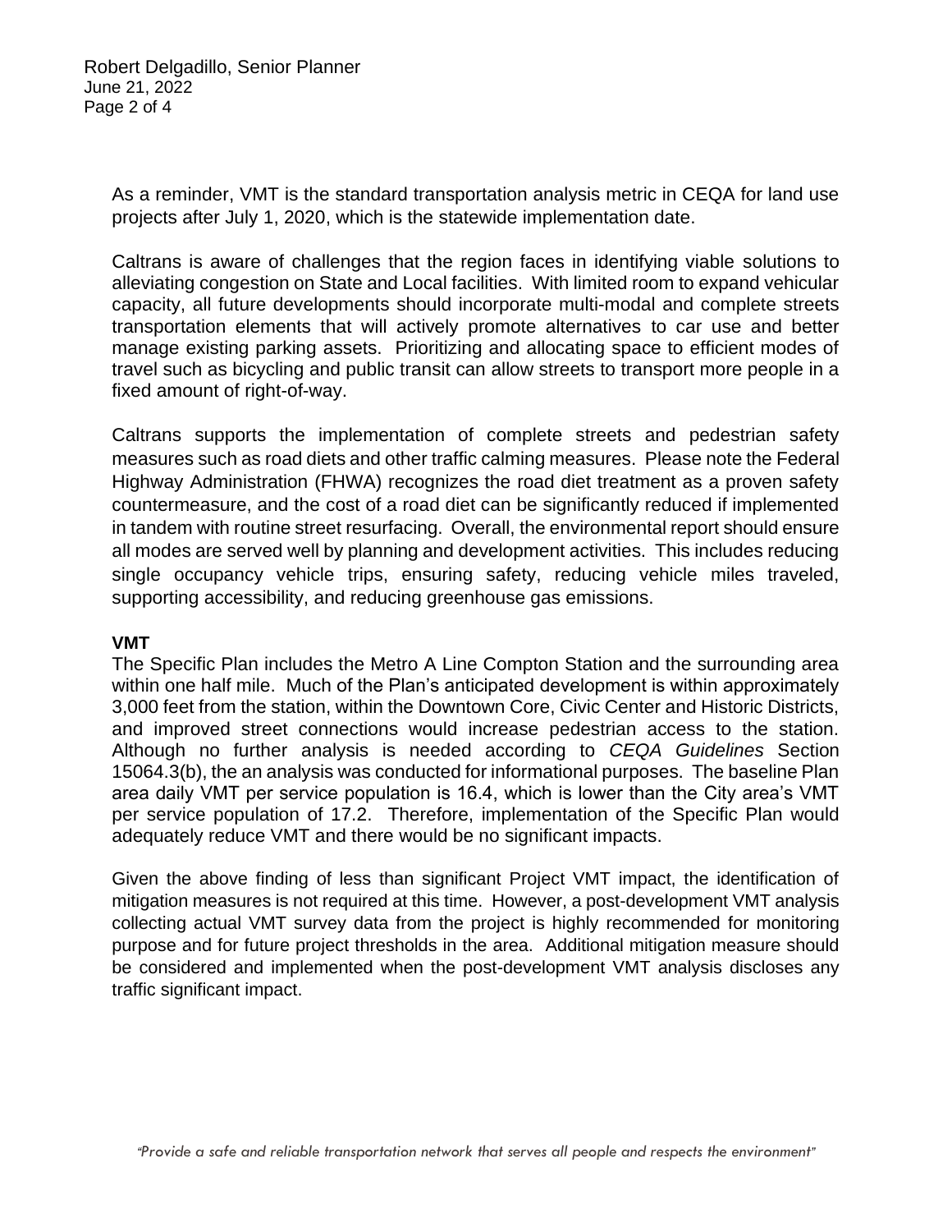As a reminder, VMT is the standard transportation analysis metric in CEQA for land use projects after July 1, 2020, which is the statewide implementation date.

Caltrans is aware of challenges that the region faces in identifying viable solutions to alleviating congestion on State and Local facilities. With limited room to expand vehicular capacity, all future developments should incorporate multi-modal and complete streets transportation elements that will actively promote alternatives to car use and better manage existing parking assets. Prioritizing and allocating space to efficient modes of travel such as bicycling and public transit can allow streets to transport more people in a fixed amount of right-of-way.

Caltrans supports the implementation of complete streets and pedestrian safety measures such as road diets and other traffic calming measures. Please note the Federal Highway Administration (FHWA) recognizes the road diet treatment as a proven safety countermeasure, and the cost of a road diet can be significantly reduced if implemented in tandem with routine street resurfacing. Overall, the environmental report should ensure all modes are served well by planning and development activities. This includes reducing single occupancy vehicle trips, ensuring safety, reducing vehicle miles traveled, supporting accessibility, and reducing greenhouse gas emissions.

**VMT**

The Specific Plan includes the Metro A Line Compton Station and the surrounding area within one half mile. Much of the Plan's anticipated development is within approximately 3,000 feet from the station, within the Downtown Core, Civic Center and Historic Districts, and improved street connections would increase pedestrian access to the station. Although no further analysis is needed according to *CEQA Guidelines* Section 15064.3(b), the an analysis was conducted for informational purposes. The baseline Plan area daily VMT per service population is 16.4, which is lower than the City area's VMT per service population of 17.2. Therefore, implementation of the Specific Plan would adequately reduce VMT and there would be no significant impacts.

Given the above finding of less than significant Project VMT impact, the identification of mitigation measures is not required at this time. However, a post-development VMT analysis collecting actual VMT survey data from the project is highly recommended for monitoring purpose and for future project thresholds in the area. Additional mitigation measure should be considered and implemented when the post-development VMT analysis discloses any traffic significant impact.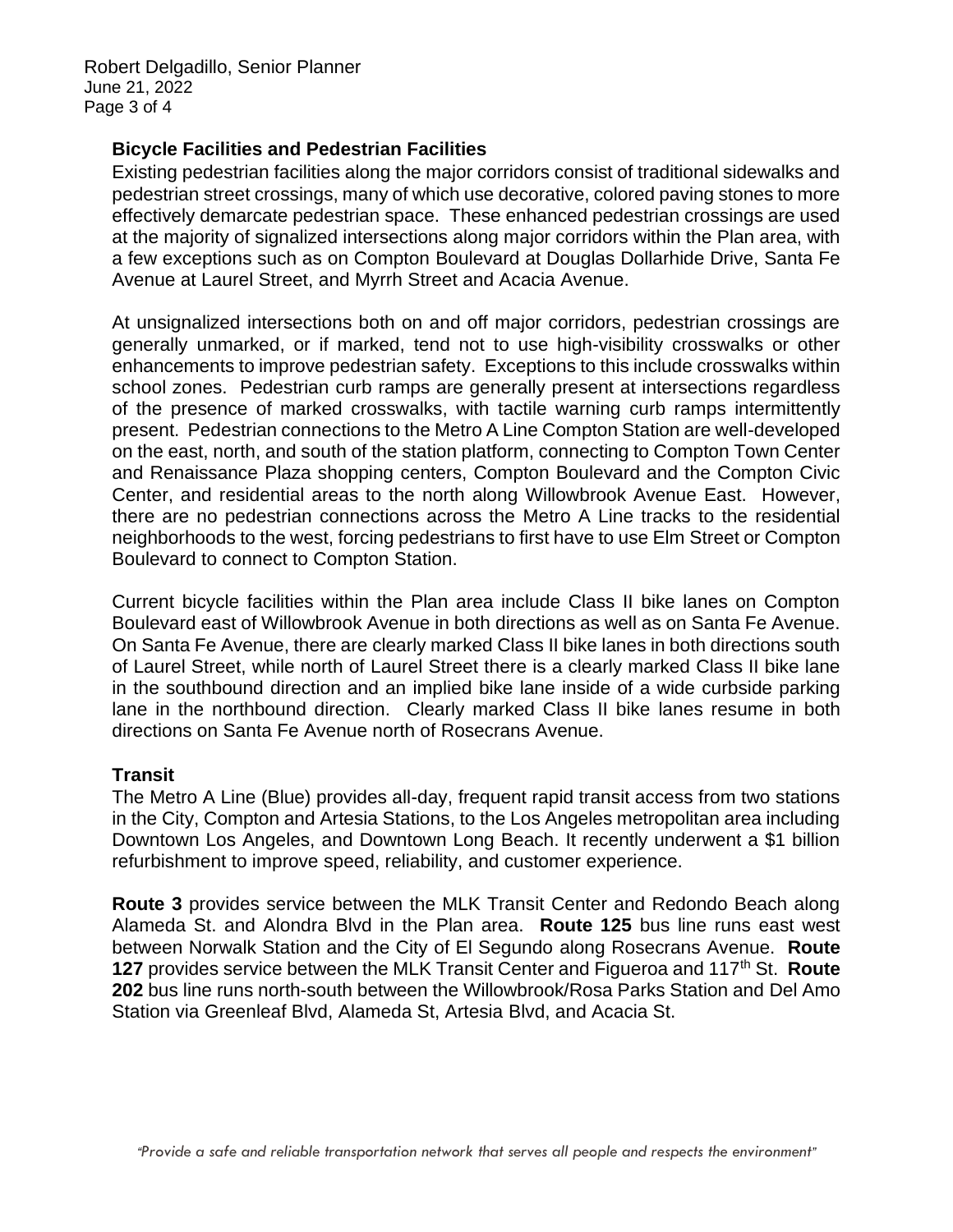## Bicycle Facilities and Pedestrian Facilities

Existing pedestrian facilities along the major corridors consist of traditional sidewalks and pedestrian street crossings, many of which use decorative, colored paving stones to more effectively demarcate pedestrian space. These enhanced pedestrian crossings are used at the majority of signalized intersections along major corridors within the Plan area, with a few exceptions such as on Compton Boulevard at Douglas Dollarhide Drive, Santa Fe Avenue at Laurel Street, and Myrrh Street and Acacia Avenue.

At unsignalized intersections both on and off major corridors, pedestrian crossings are generally unmarked, or if marked, tend not to use high-visibility crosswalks or other enhancements to improve pedestrian safety. Exceptions to this include crosswalks within school zones. Pedestrian curb ramps are generally present at intersections regardless of the presence of marked crosswalks, with tactile warning curb ramps intermittently present. Pedestrian connections to the Metro A Line Compton Station are well-developed on the east, north, and south of the station platform, connecting to Compton Town Center and Renaissance Plaza shopping centers, Compton Boulevard and the Compton Civic Center, and residential areas to the north along Willowbrook Avenue East. However, there are no pedestrian connections across the Metro A Line tracks to the residential neighborhoods to the west, forcing pedestrians to first have to use Elm Street or Compton Boulevard to connect to Compton Station.

Current bicycle facilities within the Plan area include Class II bike lanes on Compton Boulevard east of Willowbrook Avenue in both directions as well as on Santa Fe Avenue. On Santa Fe Avenue, there are clearly marked Class II bike lanes in both directions south of Laurel Street, while north of Laurel Street there is a clearly marked Class II bike lane in the southbound direction and an implied bike lane inside of a wide curbside parking lane in the northbound direction. Clearly marked Class II bike lanes resume in both directions on Santa Fe Avenue north of Rosecrans Avenue.

## Transit

The Metro A Line (Blue) provides all-day, frequent rapid transit access from two stations in the City, Compton and Artesia Stations, to the Los Angeles metropolitan area including Downtown Los Angeles, and Downtown Long Beach. It recently underwent a $1 billion refurbishment to improve speed, reliability, and customer experience.

**Route 3** provides service between the MLK Transit Center and Redondo Beach along Alameda St. and Alondra Blvd in the Plan area. **Route 125** bus line runs east west between Norwalk Station and the City of El Segundo along Rosecrans Avenue. **Route 127** provides service between the MLK Transit Center and Figueroa and 117th St. **Route 202** bus line runs north-south between the Willowbrook/Rosa Parks Station and Del Amo Station via Greenleaf Blvd, Alameda St, Artesia Blvd, and Acacia St.

*"Provide a safe and reliable transportation network that serves all people and respects the environment"*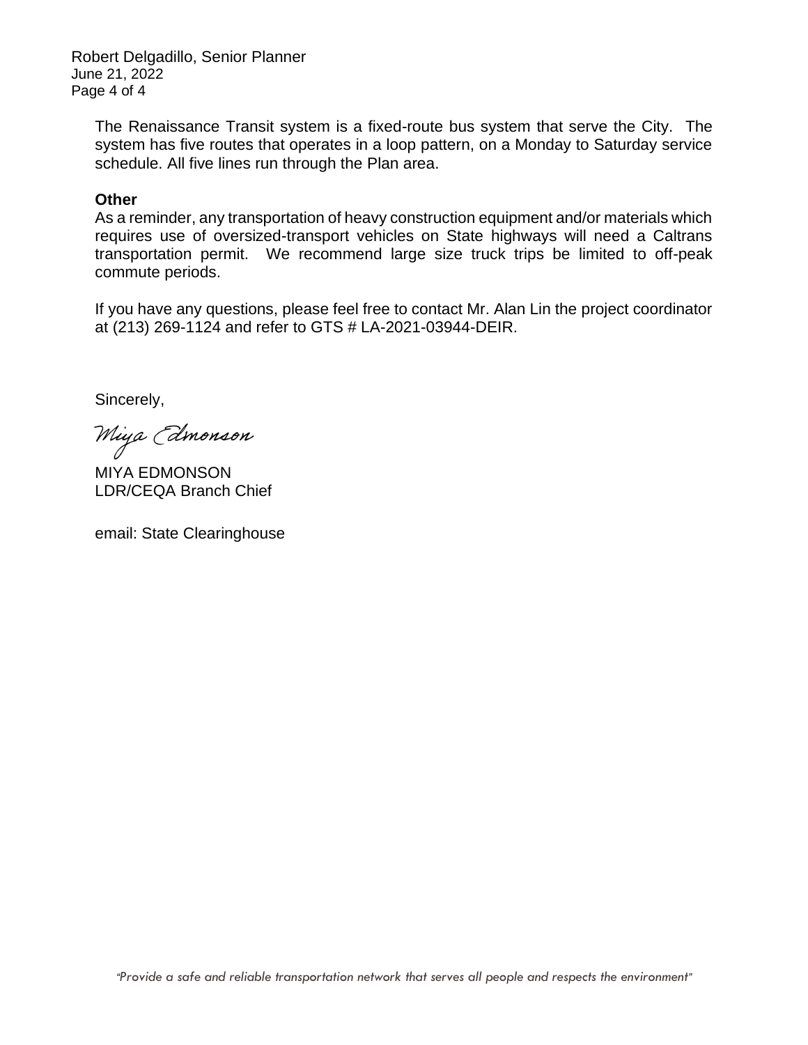The Renaissance Transit system is a fixed-route bus system that serve the City. The system has five routes that operates in a loop pattern, on a Monday to Saturday service schedule. All five lines run through the Plan area.

**Other**

As a reminder, any transportation of heavy construction equipment and/or materials which requires use of oversized-transport vehicles on State highways will need a Caltrans transportation permit. We recommend large size truck trips be limited to off-peak commute periods.

If you have any questions, please feel free to contact Mr. Alan Lin the project coordinator at (213) 269-1124 and refer to GTS # LA-2021-03944-DEIR.

Sincerely,

*Miya Edmonson*

MIYA EDMONSON
LDR/CEQA Branch Chief

email: State Clearinghouse

*"Provide a safe and reliable transportation network that serves all people and respects the environment"*